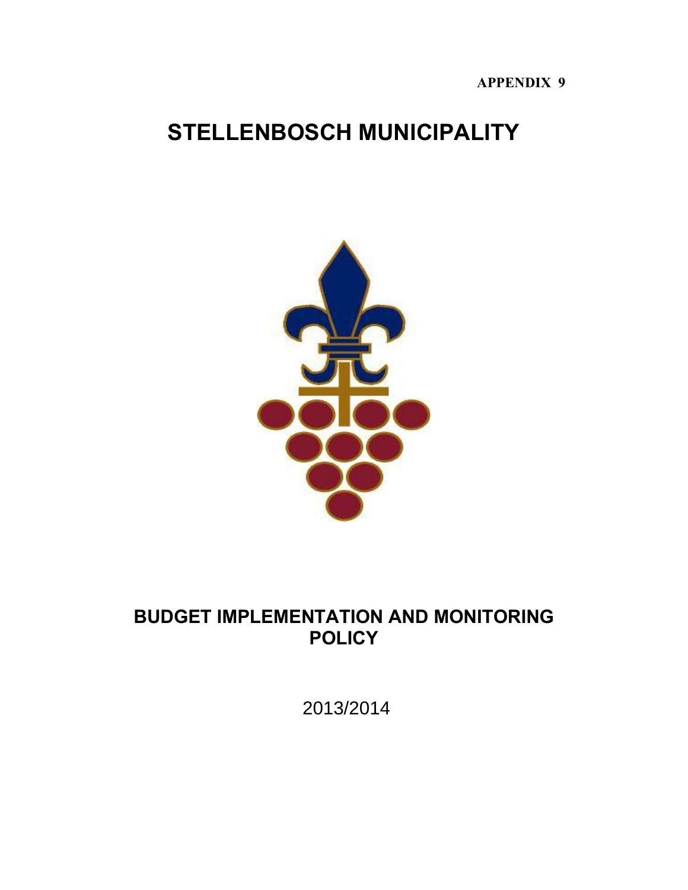**APPENDIX 9**

# STELLENBOSCH MUNICIPALITY

## BUDGET IMPLEMENTATION AND MONITORING POLICY

2013/2014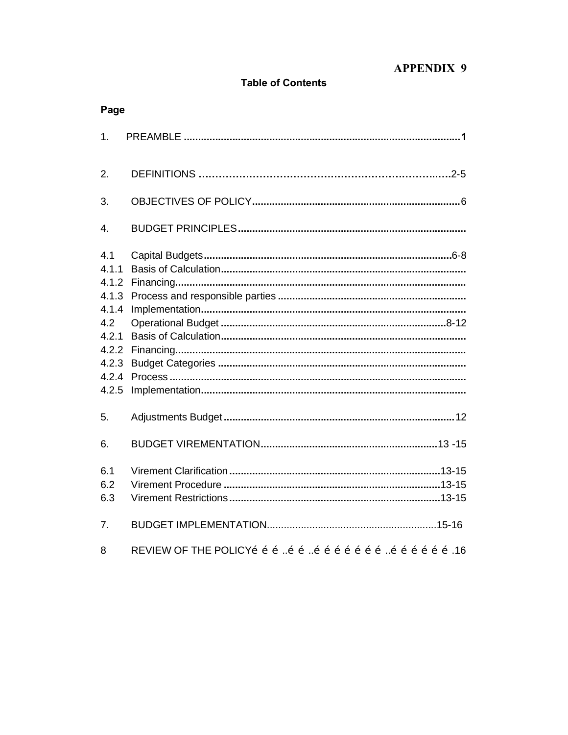**APPENDIX 9**

**Table of Contents**

**Page**

| | | |
|---|---|---|
| 1. | PREAMBLE | 1 |
| 2. | DEFINITIONS | 2-5 |
| 3. | OBJECTIVES OF POLICY | 6 |
| 4. | BUDGET PRINCIPLES | |
| 4.1 | Capital Budgets | 6-8 |
| 4.1.1 | Basis of Calculation | |
| 4.1.2 | Financing | |
| 4.1.3 | Process and responsible parties | |
| 4.1.4 | Implementation | |
| 4.2 | Operational Budget | 8-12 |
| 4.2.1 | Basis of Calculation | |
| 4.2.2 | Financing | |
| 4.2.3 | Budget Categories | |
| 4.2.4 | Process | |
| 4.2.5 | Implementation | |
| 5. | Adjustments Budget | 12 |
| 6. | BUDGET VIREMENTATION | 13 -15 |
| 6.1 | Virement Clarification | 13-15 |
| 6.2 | Virement Procedure | 13-15 |
| 6.3 | Virement Restrictions | 13-15 |
| 7. | BUDGET IMPLEMENTATION | 15-16 |
| 8 | REVIEW OF THE POLICYé é é ..é é ..é é é é é é ..é é é é é é | 16 |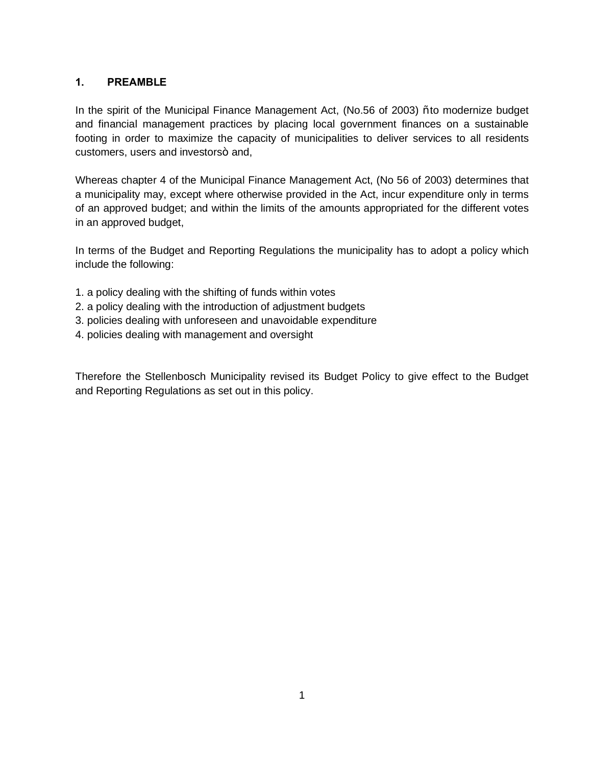## 1. PREAMBLE

In the spirit of the Municipal Finance Management Act, (No.56 of 2003) ñto modernize budget and financial management practices by placing local government finances on a sustainable footing in order to maximize the capacity of municipalities to deliver services to all residents customers, users and investorsò and,

Whereas chapter 4 of the Municipal Finance Management Act, (No 56 of 2003) determines that a municipality may, except where otherwise provided in the Act, incur expenditure only in terms of an approved budget; and within the limits of the amounts appropriated for the different votes in an approved budget,

In terms of the Budget and Reporting Regulations the municipality has to adopt a policy which include the following:

1. a policy dealing with the shifting of funds within votes
2. a policy dealing with the introduction of adjustment budgets
3. policies dealing with unforeseen and unavoidable expenditure
4. policies dealing with management and oversight

Therefore the Stellenbosch Municipality revised its Budget Policy to give effect to the Budget and Reporting Regulations as set out in this policy.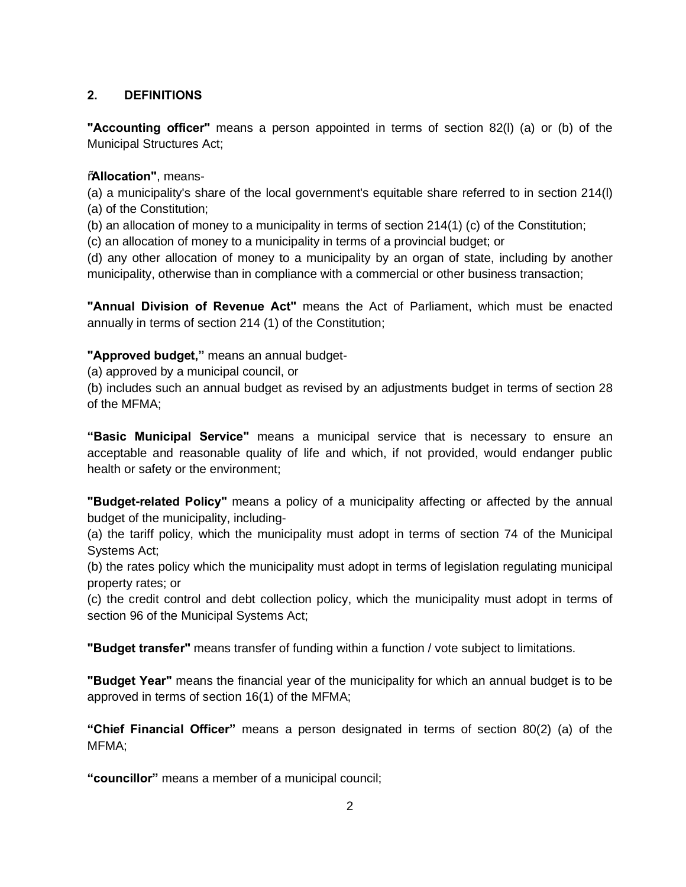## 2. DEFINITIONS

**"Accounting officer"** means a person appointed in terms of section 82(l) (a) or (b) of the Municipal Structures Act;

ñ**Allocation"**, means-

(a) a municipality's share of the local government's equitable share referred to in section 214(l) (a) of the Constitution;

(b) an allocation of money to a municipality in terms of section 214(1) (c) of the Constitution;

(c) an allocation of money to a municipality in terms of a provincial budget; or

(d) any other allocation of money to a municipality by an organ of state, including by another municipality, otherwise than in compliance with a commercial or other business transaction;

**"Annual Division of Revenue Act"** means the Act of Parliament, which must be enacted annually in terms of section 214 (1) of the Constitution;

**"Approved budget,"** means an annual budget-

(a) approved by a municipal council, or

(b) includes such an annual budget as revised by an adjustments budget in terms of section 28 of the MFMA;

**"Basic Municipal Service"** means a municipal service that is necessary to ensure an acceptable and reasonable quality of life and which, if not provided, would endanger public health or safety or the environment;

**"Budget-related Policy"** means a policy of a municipality affecting or affected by the annual budget of the municipality, including-

(a) the tariff policy, which the municipality must adopt in terms of section 74 of the Municipal Systems Act;

(b) the rates policy which the municipality must adopt in terms of legislation regulating municipal property rates; or

(c) the credit control and debt collection policy, which the municipality must adopt in terms of section 96 of the Municipal Systems Act;

**"Budget transfer"** means transfer of funding within a function / vote subject to limitations.

**"Budget Year"** means the financial year of the municipality for which an annual budget is to be approved in terms of section 16(1) of the MFMA;

**"Chief Financial Officer"** means a person designated in terms of section 80(2) (a) of the MFMA;

**"councillor"** means a member of a municipal council;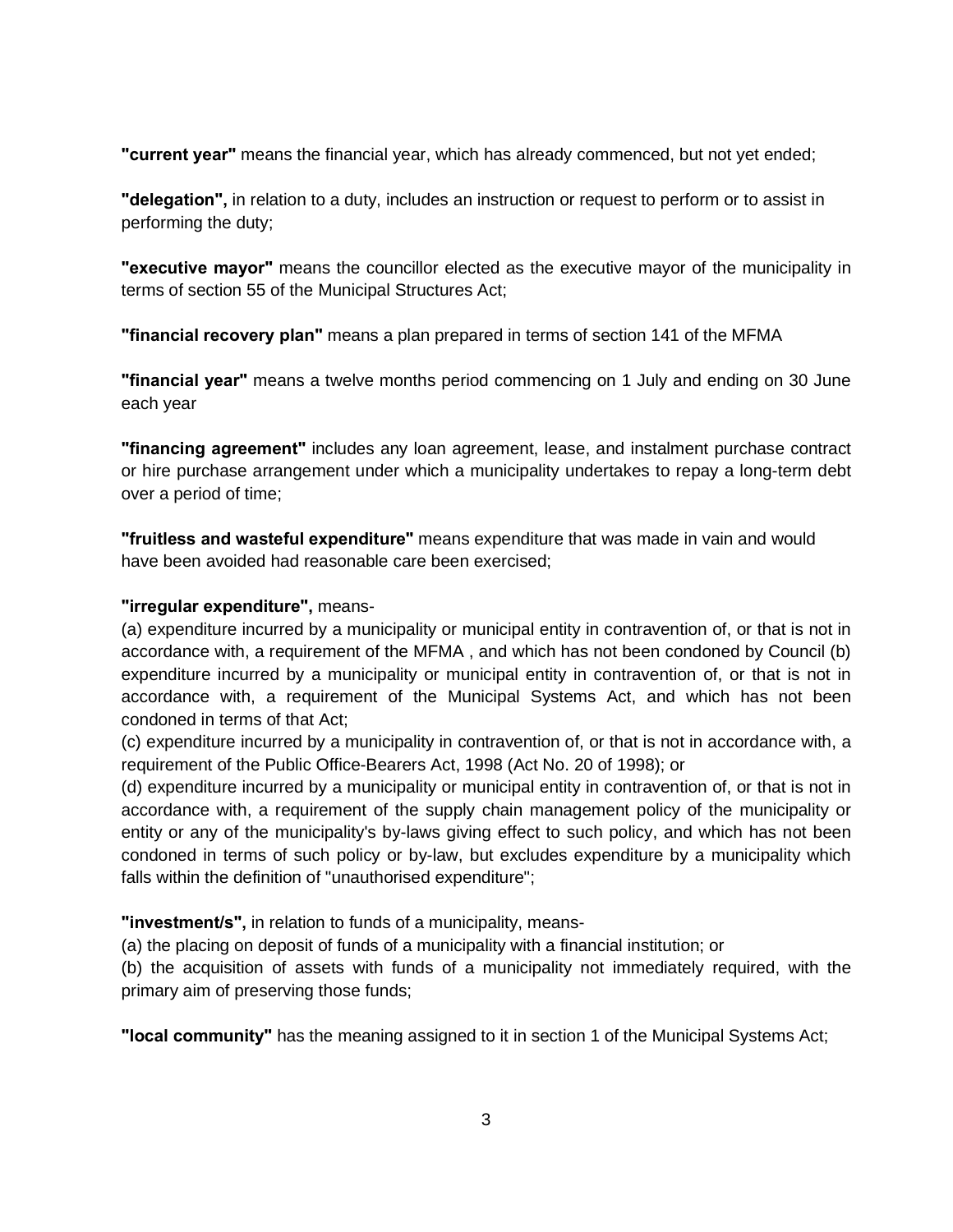**"current year"** means the financial year, which has already commenced, but not yet ended;

**"delegation",** in relation to a duty, includes an instruction or request to perform or to assist in performing the duty;

**"executive mayor"** means the councillor elected as the executive mayor of the municipality in terms of section 55 of the Municipal Structures Act;

**"financial recovery plan"** means a plan prepared in terms of section 141 of the MFMA

**"financial year"** means a twelve months period commencing on 1 July and ending on 30 June each year

**"financing agreement"** includes any loan agreement, lease, and instalment purchase contract or hire purchase arrangement under which a municipality undertakes to repay a long-term debt over a period of time;

**"fruitless and wasteful expenditure"** means expenditure that was made in vain and would have been avoided had reasonable care been exercised;

**"irregular expenditure",** means-
(a) expenditure incurred by a municipality or municipal entity in contravention of, or that is not in accordance with, a requirement of the MFMA , and which has not been condoned by Council (b) expenditure incurred by a municipality or municipal entity in contravention of, or that is not in accordance with, a requirement of the Municipal Systems Act, and which has not been condoned in terms of that Act;
(c) expenditure incurred by a municipality in contravention of, or that is not in accordance with, a requirement of the Public Office-Bearers Act, 1998 (Act No. 20 of 1998); or
(d) expenditure incurred by a municipality or municipal entity in contravention of, or that is not in accordance with, a requirement of the supply chain management policy of the municipality or entity or any of the municipality's by-laws giving effect to such policy, and which has not been condoned in terms of such policy or by-law, but excludes expenditure by a municipality which falls within the definition of "unauthorised expenditure";

**"investment/s",** in relation to funds of a municipality, means-
(a) the placing on deposit of funds of a municipality with a financial institution; or
(b) the acquisition of assets with funds of a municipality not immediately required, with the primary aim of preserving those funds;

**"local community"** has the meaning assigned to it in section 1 of the Municipal Systems Act;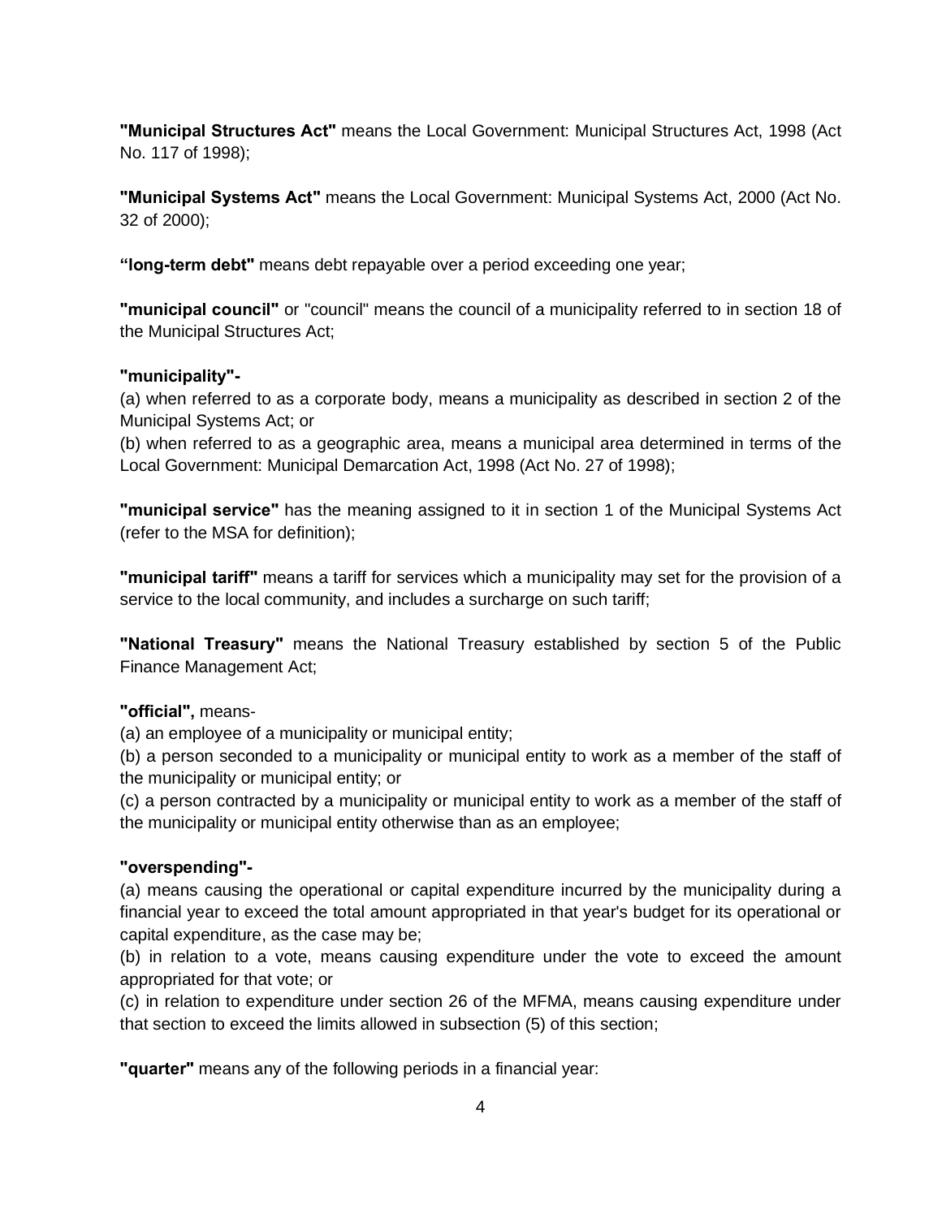**"Municipal Structures Act"** means the Local Government: Municipal Structures Act, 1998 (Act No. 117 of 1998);

**"Municipal Systems Act"** means the Local Government: Municipal Systems Act, 2000 (Act No. 32 of 2000);

**“long-term debt"** means debt repayable over a period exceeding one year;

**"municipal council"** or "council" means the council of a municipality referred to in section 18 of the Municipal Structures Act;

**"municipality"-**
(a) when referred to as a corporate body, means a municipality as described in section 2 of the Municipal Systems Act; or
(b) when referred to as a geographic area, means a municipal area determined in terms of the Local Government: Municipal Demarcation Act, 1998 (Act No. 27 of 1998);

**"municipal service"** has the meaning assigned to it in section 1 of the Municipal Systems Act (refer to the MSA for definition);

**"municipal tariff"** means a tariff for services which a municipality may set for the provision of a service to the local community, and includes a surcharge on such tariff;

**"National Treasury"** means the National Treasury established by section 5 of the Public Finance Management Act;

**"official",** means-
(a) an employee of a municipality or municipal entity;
(b) a person seconded to a municipality or municipal entity to work as a member of the staff of the municipality or municipal entity; or
(c) a person contracted by a municipality or municipal entity to work as a member of the staff of the municipality or municipal entity otherwise than as an employee;

**"overspending"-**
(a) means causing the operational or capital expenditure incurred by the municipality during a financial year to exceed the total amount appropriated in that year's budget for its operational or capital expenditure, as the case may be;
(b) in relation to a vote, means causing expenditure under the vote to exceed the amount appropriated for that vote; or
(c) in relation to expenditure under section 26 of the MFMA, means causing expenditure under that section to exceed the limits allowed in subsection (5) of this section;

**"quarter"** means any of the following periods in a financial year: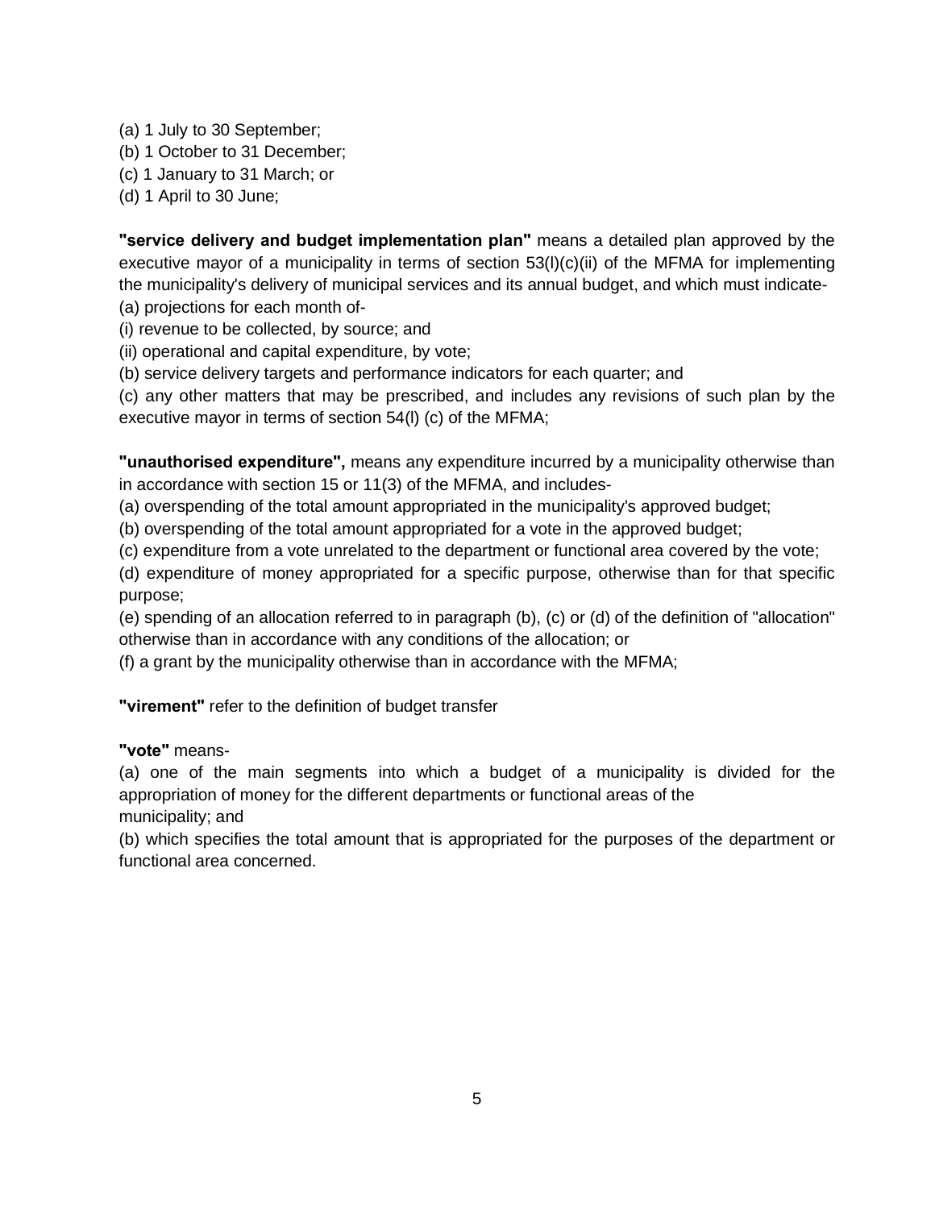(a) 1 July to 30 September;
(b) 1 October to 31 December;
(c) 1 January to 31 March; or
(d) 1 April to 30 June;

**"service delivery and budget implementation plan"** means a detailed plan approved by the executive mayor of a municipality in terms of section 53(l)(c)(ii) of the MFMA for implementing the municipality's delivery of municipal services and its annual budget, and which must indicate-
(a) projections for each month of-
(i) revenue to be collected, by source; and
(ii) operational and capital expenditure, by vote;
(b) service delivery targets and performance indicators for each quarter; and
(c) any other matters that may be prescribed, and includes any revisions of such plan by the executive mayor in terms of section 54(l) (c) of the MFMA;

**"unauthorised expenditure",** means any expenditure incurred by a municipality otherwise than in accordance with section 15 or 11(3) of the MFMA, and includes-
(a) overspending of the total amount appropriated in the municipality's approved budget;
(b) overspending of the total amount appropriated for a vote in the approved budget;
(c) expenditure from a vote unrelated to the department or functional area covered by the vote;
(d) expenditure of money appropriated for a specific purpose, otherwise than for that specific purpose;
(e) spending of an allocation referred to in paragraph (b), (c) or (d) of the definition of "allocation" otherwise than in accordance with any conditions of the allocation; or
(f) a grant by the municipality otherwise than in accordance with the MFMA;

**"virement"** refer to the definition of budget transfer

**"vote"** means-
(a) one of the main segments into which a budget of a municipality is divided for the appropriation of money for the different departments or functional areas of the municipality; and
(b) which specifies the total amount that is appropriated for the purposes of the department or functional area concerned.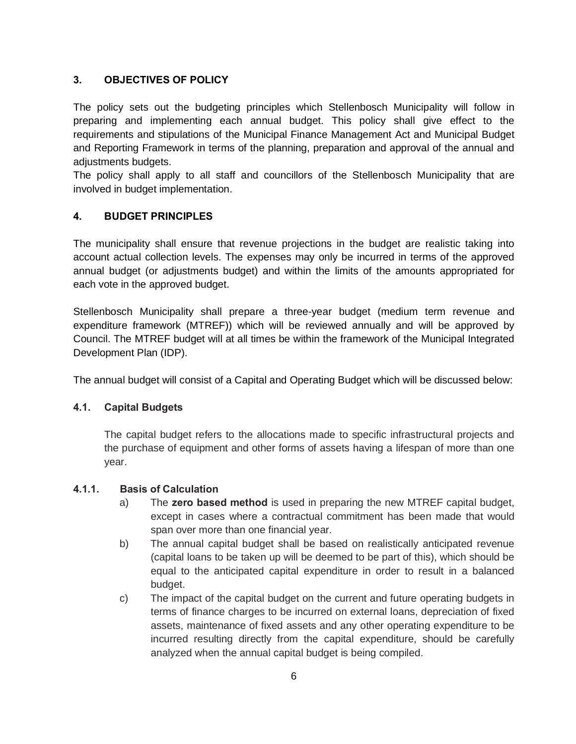## 3. OBJECTIVES OF POLICY

The policy sets out the budgeting principles which Stellenbosch Municipality will follow in preparing and implementing each annual budget. This policy shall give effect to the requirements and stipulations of the Municipal Finance Management Act and Municipal Budget and Reporting Framework in terms of the planning, preparation and approval of the annual and adjustments budgets.

The policy shall apply to all staff and councillors of the Stellenbosch Municipality that are involved in budget implementation.

## 4. BUDGET PRINCIPLES

The municipality shall ensure that revenue projections in the budget are realistic taking into account actual collection levels. The expenses may only be incurred in terms of the approved annual budget (or adjustments budget) and within the limits of the amounts appropriated for each vote in the approved budget.

Stellenbosch Municipality shall prepare a three-year budget (medium term revenue and expenditure framework (MTREF)) which will be reviewed annually and will be approved by Council. The MTREF budget will at all times be within the framework of the Municipal Integrated Development Plan (IDP).

The annual budget will consist of a Capital and Operating Budget which will be discussed below:

### 4.1. Capital Budgets

The capital budget refers to the allocations made to specific infrastructural projects and the purchase of equipment and other forms of assets having a lifespan of more than one year.

#### 4.1.1. Basis of Calculation

a) The **zero based method** is used in preparing the new MTREF capital budget, except in cases where a contractual commitment has been made that would span over more than one financial year.

b) The annual capital budget shall be based on realistically anticipated revenue (capital loans to be taken up will be deemed to be part of this), which should be equal to the anticipated capital expenditure in order to result in a balanced budget.

c) The impact of the capital budget on the current and future operating budgets in terms of finance charges to be incurred on external loans, depreciation of fixed assets, maintenance of fixed assets and any other operating expenditure to be incurred resulting directly from the capital expenditure, should be carefully analyzed when the annual capital budget is being compiled.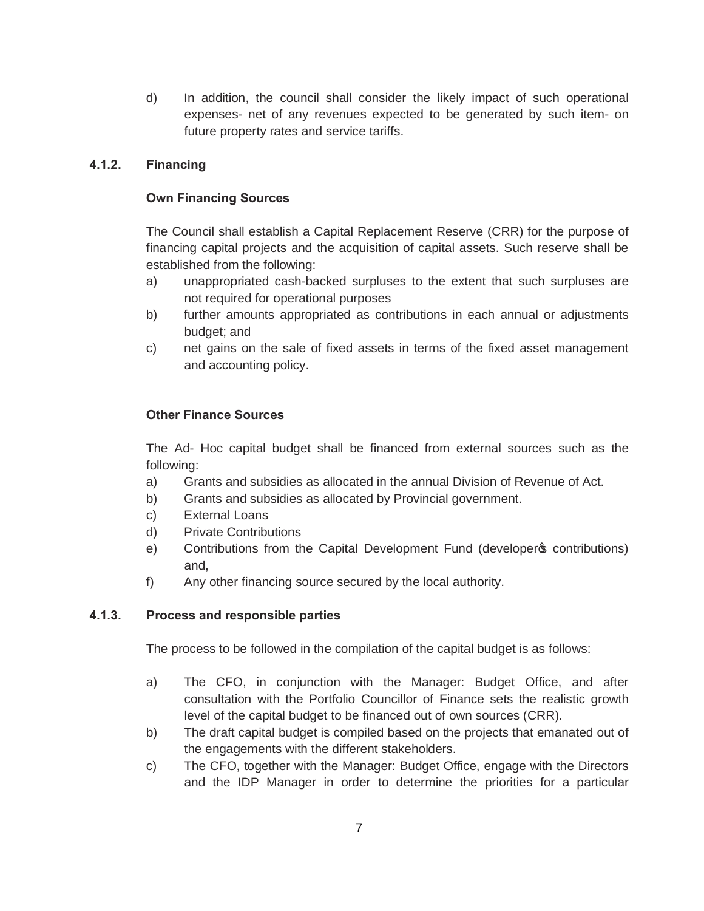d) In addition, the council shall consider the likely impact of such operational expenses- net of any revenues expected to be generated by such item- on future property rates and service tariffs.

#### 4.1.2. Financing

**Own Financing Sources**

The Council shall establish a Capital Replacement Reserve (CRR) for the purpose of financing capital projects and the acquisition of capital assets. Such reserve shall be established from the following:

a) unappropriated cash-backed surpluses to the extent that such surpluses are not required for operational purposes
b) further amounts appropriated as contributions in each annual or adjustments budget; and
c) net gains on the sale of fixed assets in terms of the fixed asset management and accounting policy.

**Other Finance Sources**

The Ad- Hoc capital budget shall be financed from external sources such as the following:

a) Grants and subsidies as allocated in the annual Division of Revenue of Act.
b) Grants and subsidies as allocated by Provincial government.
c) External Loans
d) Private Contributions
e) Contributions from the Capital Development Fund (developer's contributions) and,
f) Any other financing source secured by the local authority.

#### 4.1.3. Process and responsible parties

The process to be followed in the compilation of the capital budget is as follows:

a) The CFO, in conjunction with the Manager: Budget Office, and after consultation with the Portfolio Councillor of Finance sets the realistic growth level of the capital budget to be financed out of own sources (CRR).
b) The draft capital budget is compiled based on the projects that emanated out of the engagements with the different stakeholders.
c) The CFO, together with the Manager: Budget Office, engage with the Directors and the IDP Manager in order to determine the priorities for a particular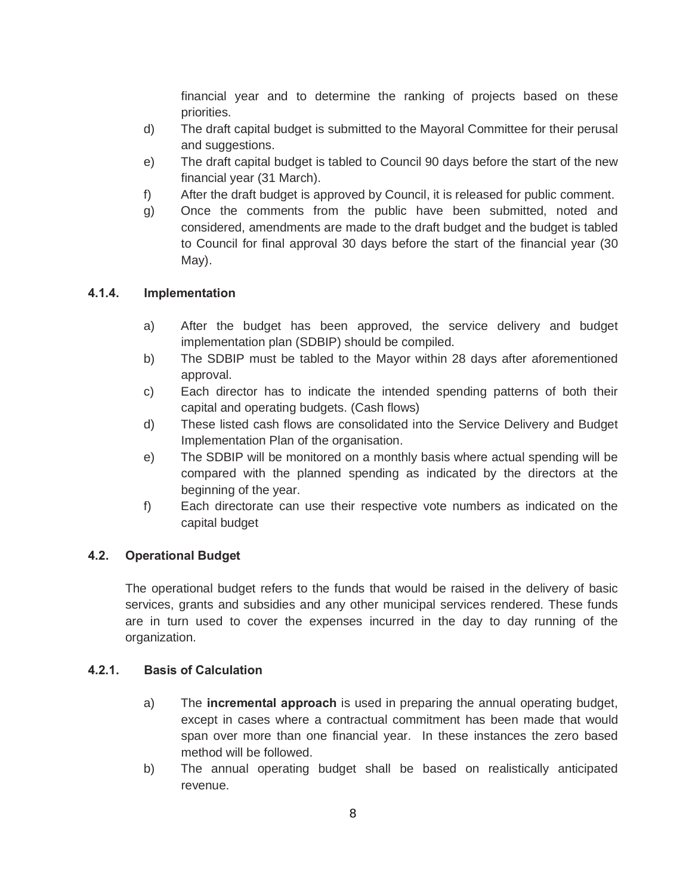financial year and to determine the ranking of projects based on these priorities.

d) The draft capital budget is submitted to the Mayoral Committee for their perusal and suggestions.

e) The draft capital budget is tabled to Council 90 days before the start of the new financial year (31 March).

f) After the draft budget is approved by Council, it is released for public comment.

g) Once the comments from the public have been submitted, noted and considered, amendments are made to the draft budget and the budget is tabled to Council for final approval 30 days before the start of the financial year (30 May).

#### 4.1.4. Implementation

a) After the budget has been approved, the service delivery and budget implementation plan (SDBIP) should be compiled.

b) The SDBIP must be tabled to the Mayor within 28 days after aforementioned approval.

c) Each director has to indicate the intended spending patterns of both their capital and operating budgets. (Cash flows)

d) These listed cash flows are consolidated into the Service Delivery and Budget Implementation Plan of the organisation.

e) The SDBIP will be monitored on a monthly basis where actual spending will be compared with the planned spending as indicated by the directors at the beginning of the year.

f) Each directorate can use their respective vote numbers as indicated on the capital budget

### 4.2. Operational Budget

The operational budget refers to the funds that would be raised in the delivery of basic services, grants and subsidies and any other municipal services rendered. These funds are in turn used to cover the expenses incurred in the day to day running of the organization.

#### 4.2.1. Basis of Calculation

a) The **incremental approach** is used in preparing the annual operating budget, except in cases where a contractual commitment has been made that would span over more than one financial year. In these instances the zero based method will be followed.

b) The annual operating budget shall be based on realistically anticipated revenue.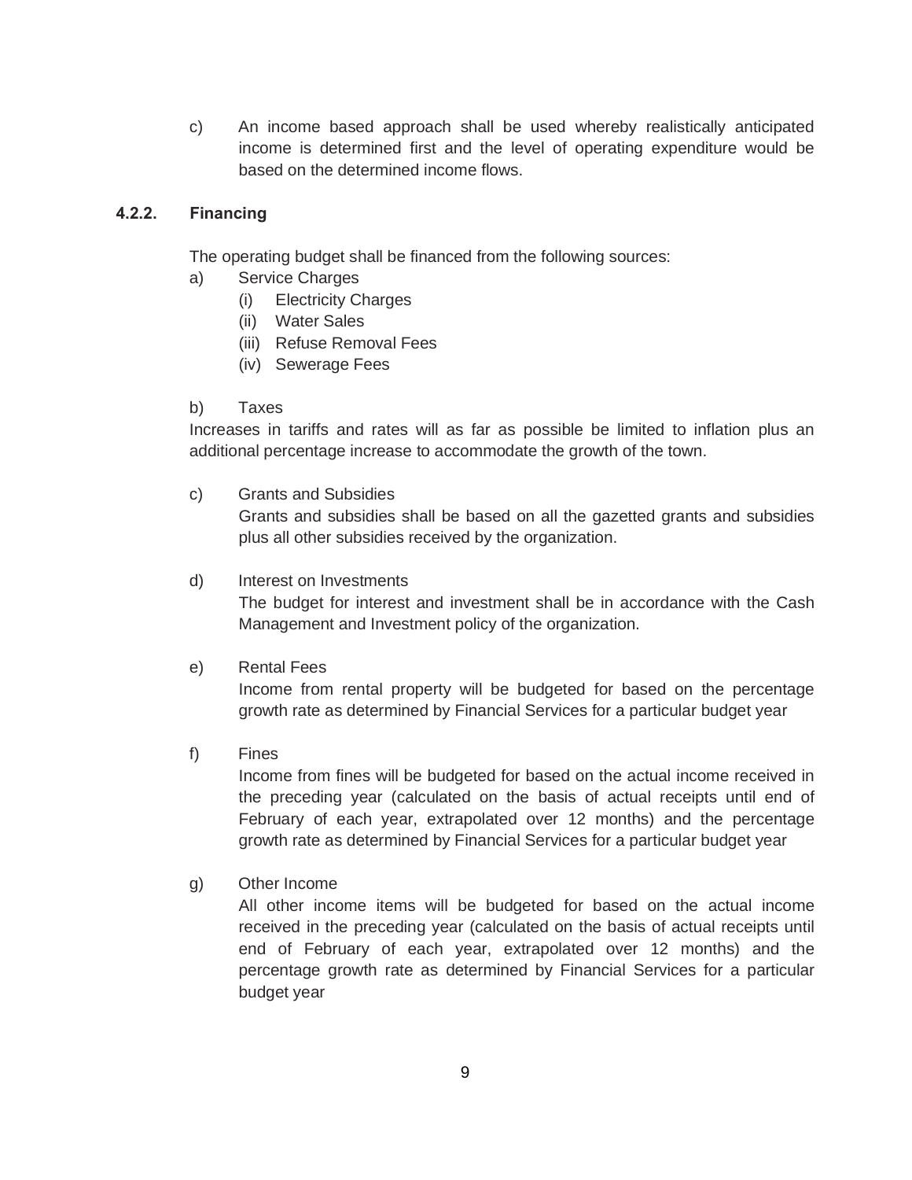c) An income based approach shall be used whereby realistically anticipated income is determined first and the level of operating expenditure would be based on the determined income flows.

### 4.2.2. Financing

The operating budget shall be financed from the following sources:

a) Service Charges
   - (i) Electricity Charges
   - (ii) Water Sales
   - (iii) Refuse Removal Fees
   - (iv) Sewerage Fees

b) Taxes

Increases in tariffs and rates will as far as possible be limited to inflation plus an additional percentage increase to accommodate the growth of the town.

c) Grants and Subsidies

   Grants and subsidies shall be based on all the gazetted grants and subsidies plus all other subsidies received by the organization.

d) Interest on Investments

   The budget for interest and investment shall be in accordance with the Cash Management and Investment policy of the organization.

e) Rental Fees

   Income from rental property will be budgeted for based on the percentage growth rate as determined by Financial Services for a particular budget year

f) Fines

   Income from fines will be budgeted for based on the actual income received in the preceding year (calculated on the basis of actual receipts until end of February of each year, extrapolated over 12 months) and the percentage growth rate as determined by Financial Services for a particular budget year

g) Other Income

   All other income items will be budgeted for based on the actual income received in the preceding year (calculated on the basis of actual receipts until end of February of each year, extrapolated over 12 months) and the percentage growth rate as determined by Financial Services for a particular budget year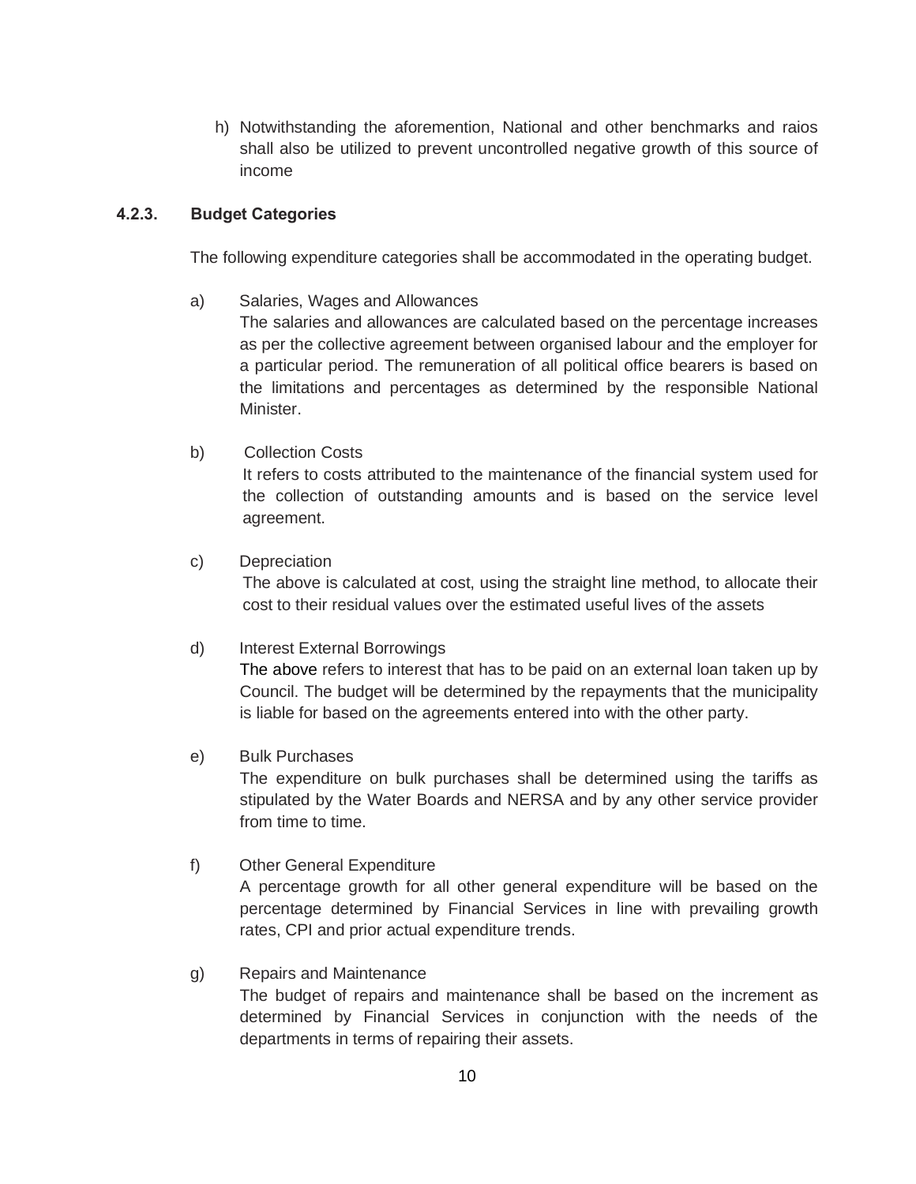h) Notwithstanding the aforemention, National and other benchmarks and raios shall also be utilized to prevent uncontrolled negative growth of this source of income

### 4.2.3. Budget Categories

The following expenditure categories shall be accommodated in the operating budget.

a) Salaries, Wages and Allowances
The salaries and allowances are calculated based on the percentage increases as per the collective agreement between organised labour and the employer for a particular period. The remuneration of all political office bearers is based on the limitations and percentages as determined by the responsible National Minister.

b) Collection Costs
It refers to costs attributed to the maintenance of the financial system used for the collection of outstanding amounts and is based on the service level agreement.

c) Depreciation
The above is calculated at cost, using the straight line method, to allocate their cost to their residual values over the estimated useful lives of the assets

d) Interest External Borrowings
The above refers to interest that has to be paid on an external loan taken up by Council. The budget will be determined by the repayments that the municipality is liable for based on the agreements entered into with the other party.

e) Bulk Purchases
The expenditure on bulk purchases shall be determined using the tariffs as stipulated by the Water Boards and NERSA and by any other service provider from time to time.

f) Other General Expenditure
A percentage growth for all other general expenditure will be based on the percentage determined by Financial Services in line with prevailing growth rates, CPI and prior actual expenditure trends.

g) Repairs and Maintenance
The budget of repairs and maintenance shall be based on the increment as determined by Financial Services in conjunction with the needs of the departments in terms of repairing their assets.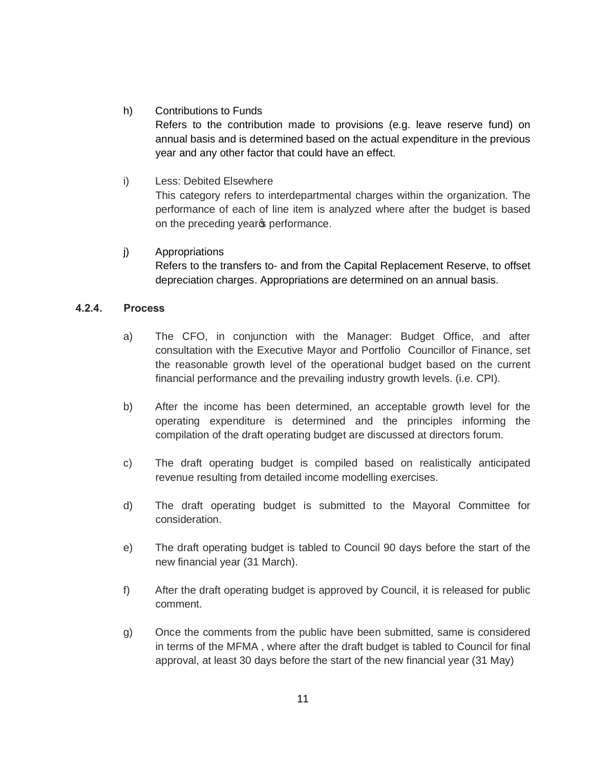h) Contributions to Funds

Refers to the contribution made to provisions (e.g. leave reserve fund) on annual basis and is determined based on the actual expenditure in the previous year and any other factor that could have an effect.

i) Less: Debited Elsewhere

This category refers to interdepartmental charges within the organization. The performance of each of line item is analyzed where after the budget is based on the preceding year's performance.

j) Appropriations

Refers to the transfers to- and from the Capital Replacement Reserve, to offset depreciation charges. Appropriations are determined on an annual basis.

### 4.2.4. Process

a) The CFO, in conjunction with the Manager: Budget Office, and after consultation with the Executive Mayor and Portfolio Councillor of Finance, set the reasonable growth level of the operational budget based on the current financial performance and the prevailing industry growth levels. (i.e. CPI).

b) After the income has been determined, an acceptable growth level for the operating expenditure is determined and the principles informing the compilation of the draft operating budget are discussed at directors forum.

c) The draft operating budget is compiled based on realistically anticipated revenue resulting from detailed income modelling exercises.

d) The draft operating budget is submitted to the Mayoral Committee for consideration.

e) The draft operating budget is tabled to Council 90 days before the start of the new financial year (31 March).

f) After the draft operating budget is approved by Council, it is released for public comment.

g) Once the comments from the public have been submitted, same is considered in terms of the MFMA , where after the draft budget is tabled to Council for final approval, at least 30 days before the start of the new financial year (31 May)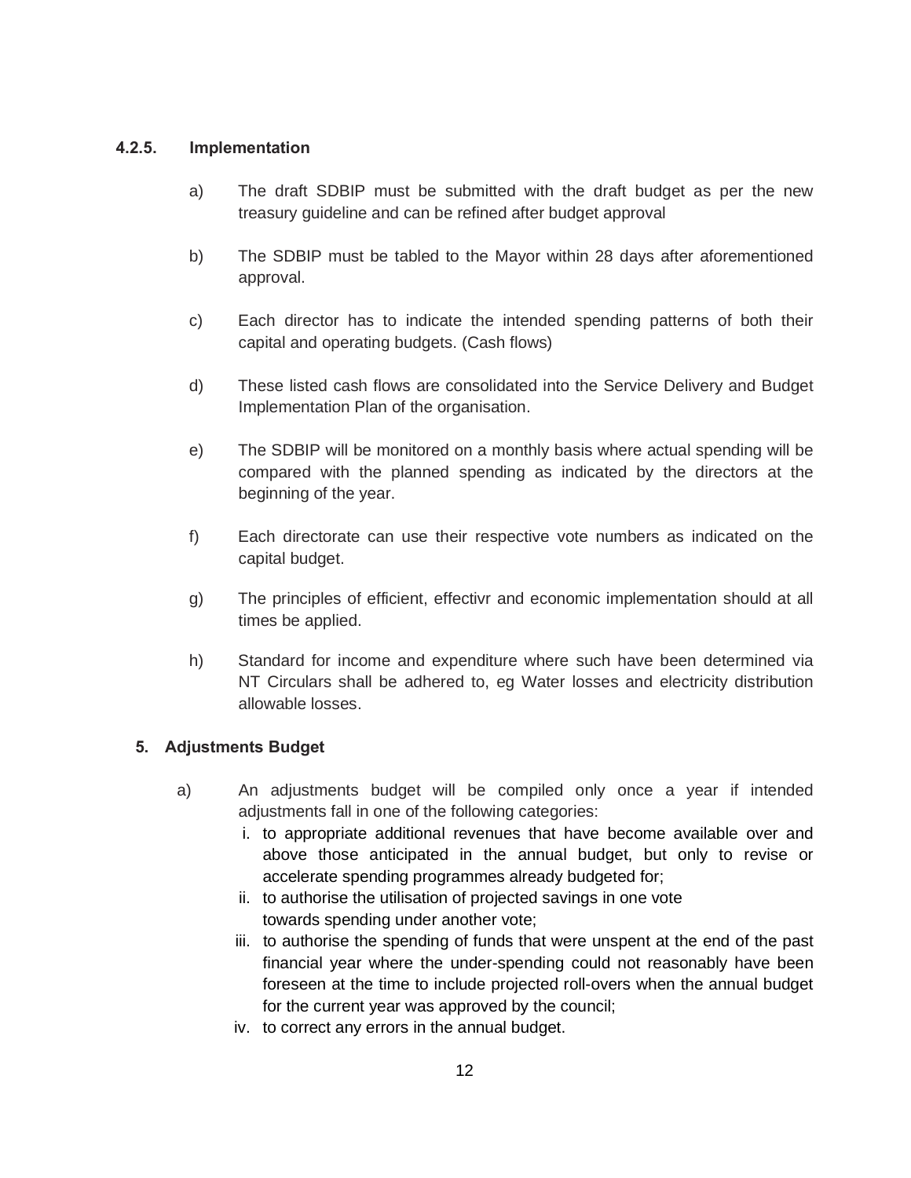### 4.2.5. Implementation

a) The draft SDBIP must be submitted with the draft budget as per the new treasury guideline and can be refined after budget approval

b) The SDBIP must be tabled to the Mayor within 28 days after aforementioned approval.

c) Each director has to indicate the intended spending patterns of both their capital and operating budgets. (Cash flows)

d) These listed cash flows are consolidated into the Service Delivery and Budget Implementation Plan of the organisation.

e) The SDBIP will be monitored on a monthly basis where actual spending will be compared with the planned spending as indicated by the directors at the beginning of the year.

f) Each directorate can use their respective vote numbers as indicated on the capital budget.

g) The principles of efficient, effectivr and economic implementation should at all times be applied.

h) Standard for income and expenditure where such have been determined via NT Circulars shall be adhered to, eg Water losses and electricity distribution allowable losses.

## 5. Adjustments Budget

a) An adjustments budget will be compiled only once a year if intended adjustments fall in one of the following categories:

   i. to appropriate additional revenues that have become available over and above those anticipated in the annual budget, but only to revise or accelerate spending programmes already budgeted for;
   ii. to authorise the utilisation of projected savings in one vote towards spending under another vote;
   iii. to authorise the spending of funds that were unspent at the end of the past financial year where the under-spending could not reasonably have been foreseen at the time to include projected roll-overs when the annual budget for the current year was approved by the council;
   iv. to correct any errors in the annual budget.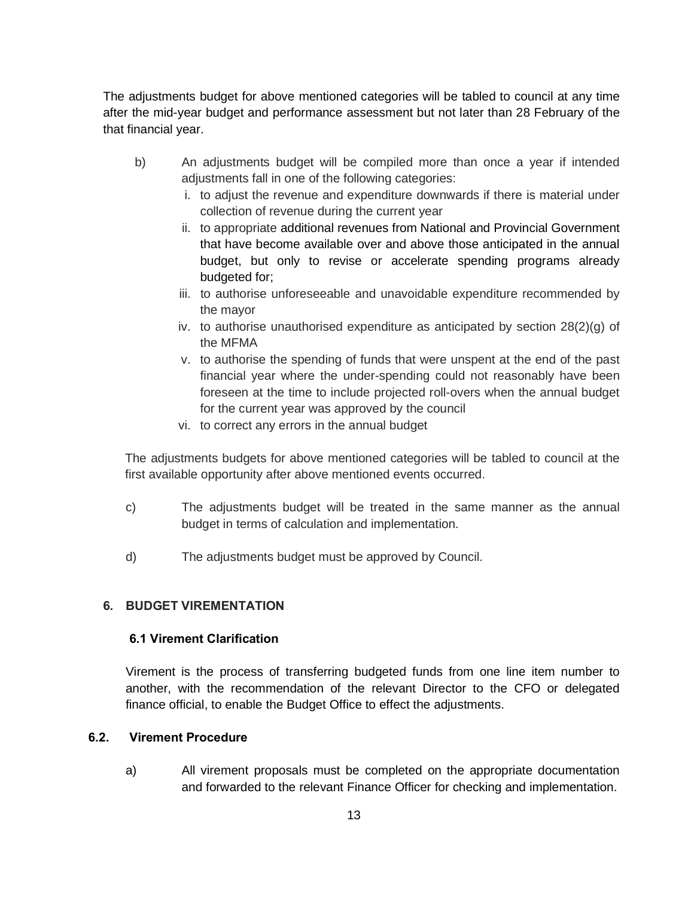The adjustments budget for above mentioned categories will be tabled to council at any time after the mid-year budget and performance assessment but not later than 28 February of the that financial year.

b) An adjustments budget will be compiled more than once a year if intended adjustments fall in one of the following categories:

   i. to adjust the revenue and expenditure downwards if there is material under collection of revenue during the current year
   ii. to appropriate additional revenues from National and Provincial Government that have become available over and above those anticipated in the annual budget, but only to revise or accelerate spending programs already budgeted for;
   iii. to authorise unforeseeable and unavoidable expenditure recommended by the mayor
   iv. to authorise unauthorised expenditure as anticipated by section 28(2)(g) of the MFMA
   v. to authorise the spending of funds that were unspent at the end of the past financial year where the under-spending could not reasonably have been foreseen at the time to include projected roll-overs when the annual budget for the current year was approved by the council
   vi. to correct any errors in the annual budget

The adjustments budgets for above mentioned categories will be tabled to council at the first available opportunity after above mentioned events occurred.

c) The adjustments budget will be treated in the same manner as the annual budget in terms of calculation and implementation.

d) The adjustments budget must be approved by Council.

## 6. BUDGET VIREMENTATION

### 6.1 Virement Clarification

Virement is the process of transferring budgeted funds from one line item number to another, with the recommendation of the relevant Director to the CFO or delegated finance official, to enable the Budget Office to effect the adjustments.

### 6.2. Virement Procedure

a) All virement proposals must be completed on the appropriate documentation and forwarded to the relevant Finance Officer for checking and implementation.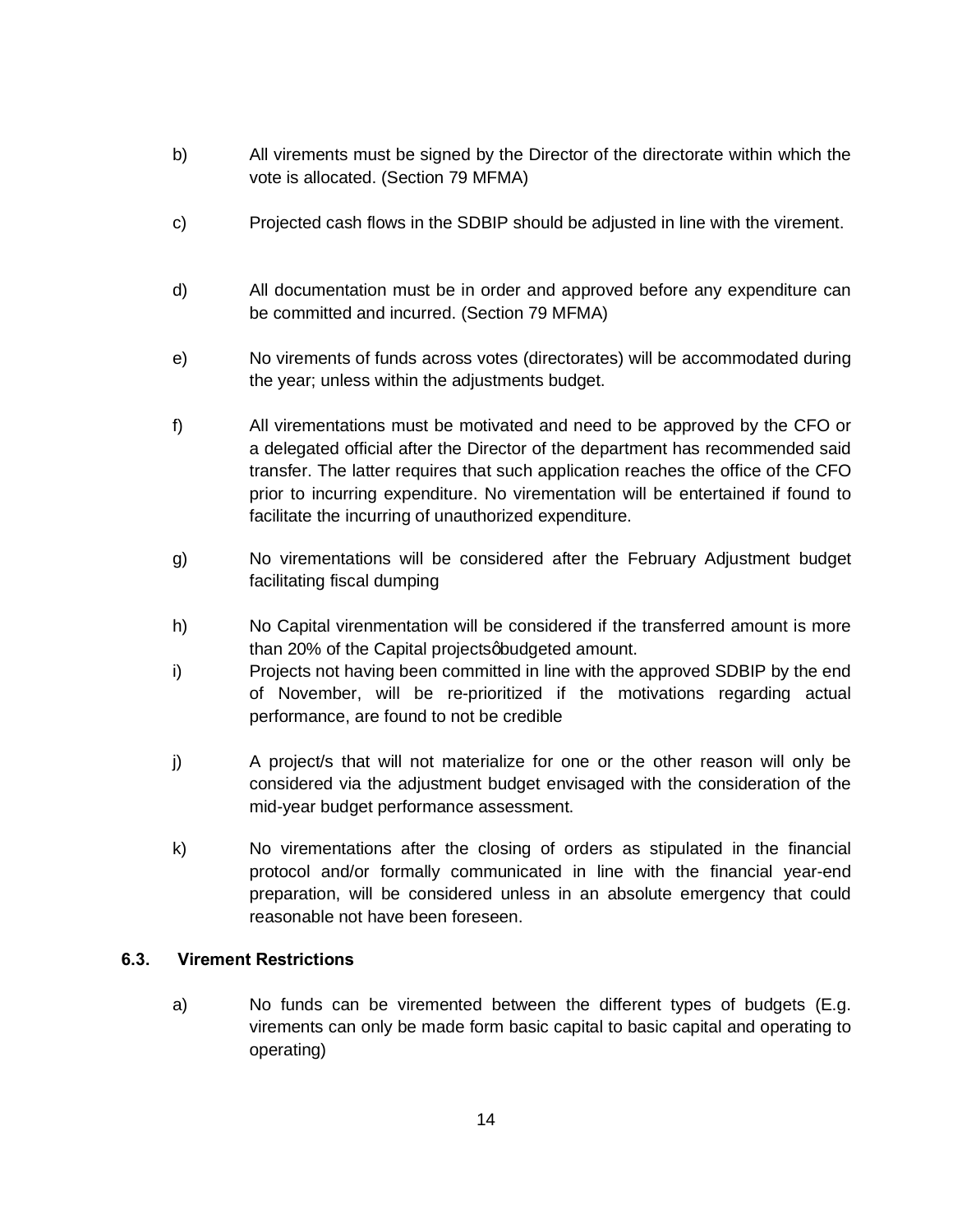b) All virements must be signed by the Director of the directorate within which the vote is allocated. (Section 79 MFMA)

c) Projected cash flows in the SDBIP should be adjusted in line with the virement.

d) All documentation must be in order and approved before any expenditure can be committed and incurred. (Section 79 MFMA)

e) No virements of funds across votes (directorates) will be accommodated during the year; unless within the adjustments budget.

f) All virementations must be motivated and need to be approved by the CFO or a delegated official after the Director of the department has recommended said transfer. The latter requires that such application reaches the office of the CFO prior to incurring expenditure. No virementation will be entertained if found to facilitate the incurring of unauthorized expenditure.

g) No virementations will be considered after the February Adjustment budget facilitating fiscal dumping

h) No Capital virenmentation will be considered if the transferred amount is more than 20% of the Capital projectsøbudgeted amount.

i) Projects not having been committed in line with the approved SDBIP by the end of November, will be re-prioritized if the motivations regarding actual performance, are found to not be credible

j) A project/s that will not materialize for one or the other reason will only be considered via the adjustment budget envisaged with the consideration of the mid-year budget performance assessment.

k) No virementations after the closing of orders as stipulated in the financial protocol and/or formally communicated in line with the financial year-end preparation, will be considered unless in an absolute emergency that could reasonable not have been foreseen.

### 6.3. Virement Restrictions

a) No funds can be viremented between the different types of budgets (E.g. virements can only be made form basic capital to basic capital and operating to operating)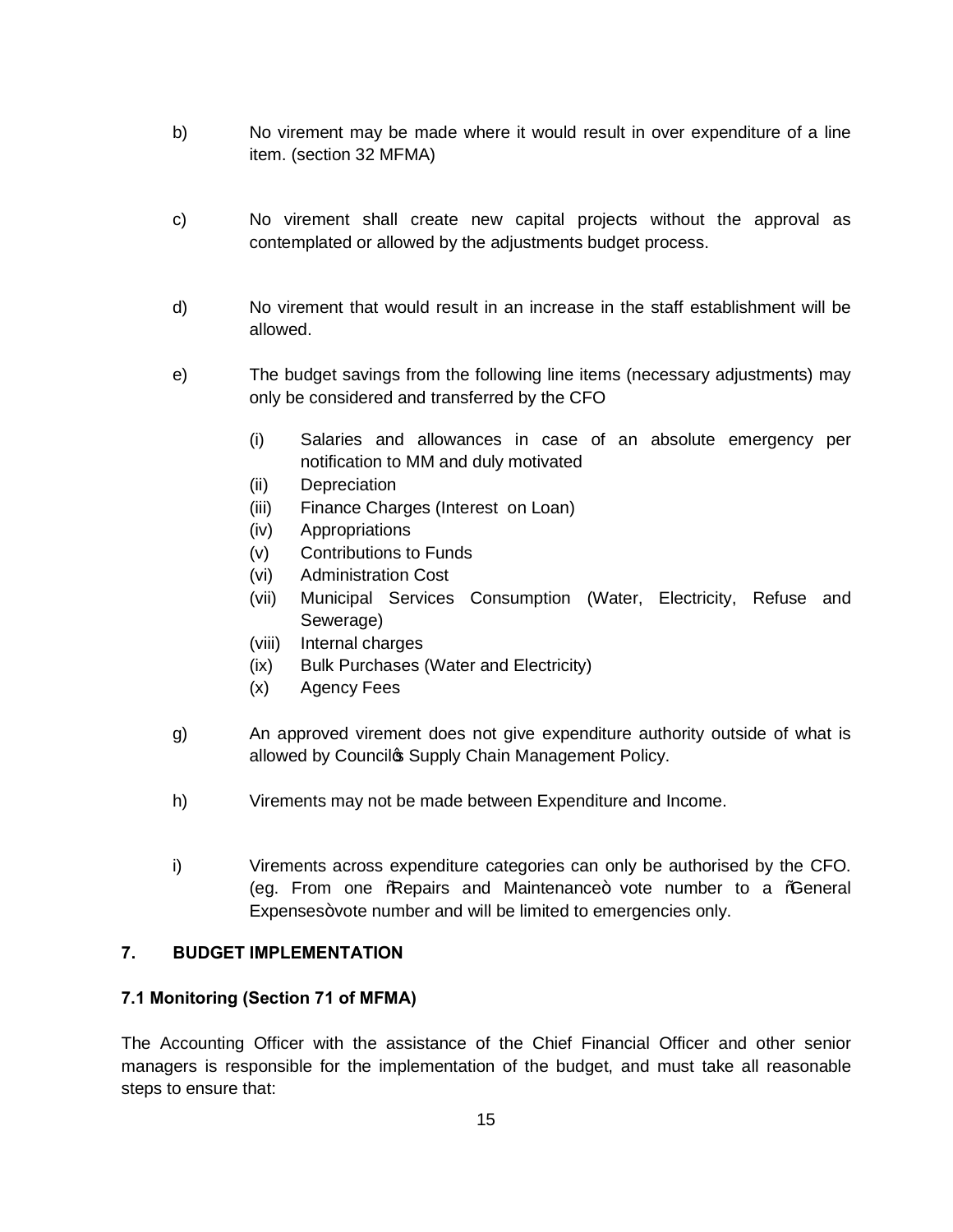b) No virement may be made where it would result in over expenditure of a line item. (section 32 MFMA)

c) No virement shall create new capital projects without the approval as contemplated or allowed by the adjustments budget process.

d) No virement that would result in an increase in the staff establishment will be allowed.

e) The budget savings from the following line items (necessary adjustments) may only be considered and transferred by the CFO

   (i) Salaries and allowances in case of an absolute emergency per notification to MM and duly motivated
   (ii) Depreciation
   (iii) Finance Charges (Interest on Loan)
   (iv) Appropriations
   (v) Contributions to Funds
   (vi) Administration Cost
   (vii) Municipal Services Consumption (Water, Electricity, Refuse and Sewerage)
   (viii) Internal charges
   (ix) Bulk Purchases (Water and Electricity)
   (x) Agency Fees

g) An approved virement does not give expenditure authority outside of what is allowed by Council's Supply Chain Management Policy.

h) Virements may not be made between Expenditure and Income.

i) Virements across expenditure categories can only be authorised by the CFO. (eg. From one "Repairs and Maintenance" vote number to a "General Expenses" vote number and will be limited to emergencies only.

## 7. BUDGET IMPLEMENTATION

### 7.1 Monitoring (Section 71 of MFMA)

The Accounting Officer with the assistance of the Chief Financial Officer and other senior managers is responsible for the implementation of the budget, and must take all reasonable steps to ensure that: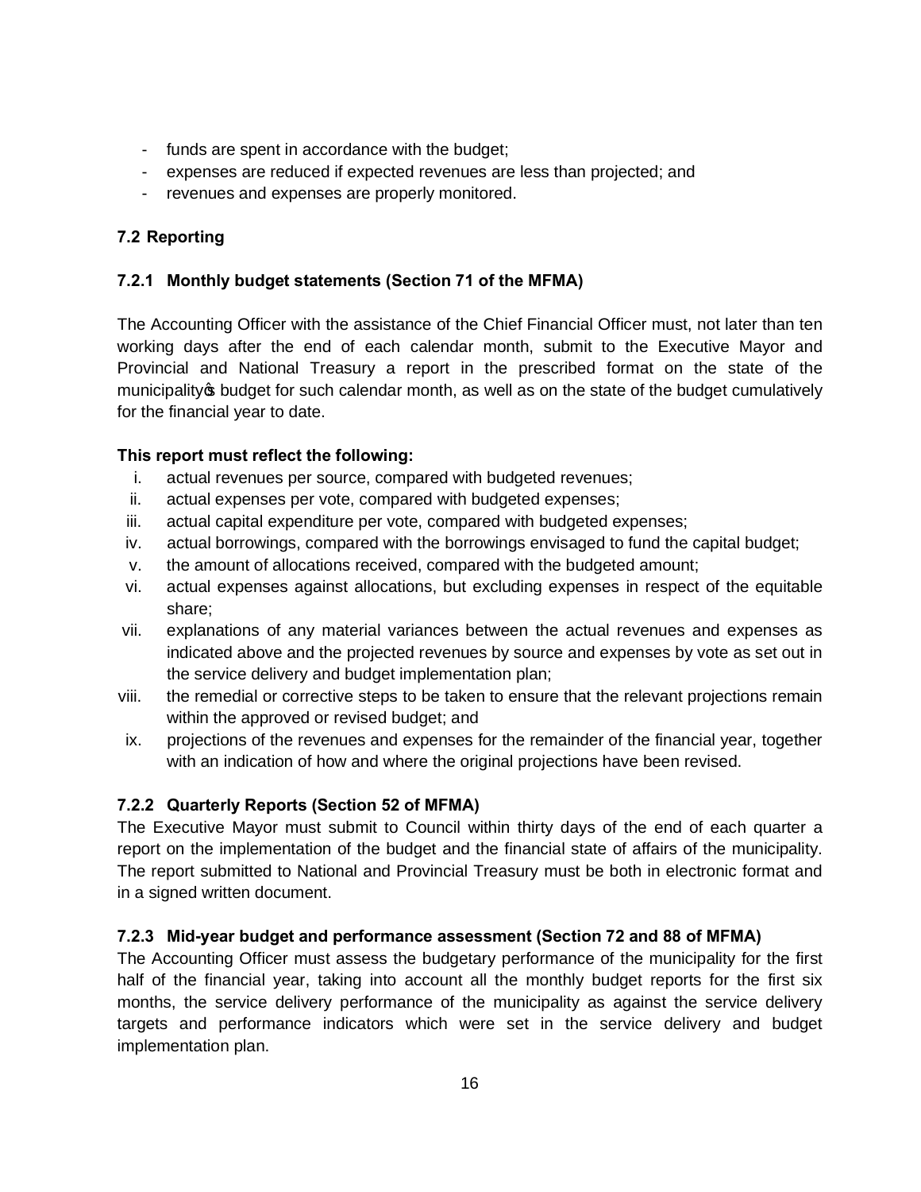- funds are spent in accordance with the budget;
- expenses are reduced if expected revenues are less than projected; and
- revenues and expenses are properly monitored.

## 7.2 Reporting

### 7.2.1 Monthly budget statements (Section 71 of the MFMA)

The Accounting Officer with the assistance of the Chief Financial Officer must, not later than ten working days after the end of each calendar month, submit to the Executive Mayor and Provincial and National Treasury a report in the prescribed format on the state of the municipality's budget for such calendar month, as well as on the state of the budget cumulatively for the financial year to date.

**This report must reflect the following:**

i. actual revenues per source, compared with budgeted revenues;
ii. actual expenses per vote, compared with budgeted expenses;
iii. actual capital expenditure per vote, compared with budgeted expenses;
iv. actual borrowings, compared with the borrowings envisaged to fund the capital budget;
v. the amount of allocations received, compared with the budgeted amount;
vi. actual expenses against allocations, but excluding expenses in respect of the equitable share;
vii. explanations of any material variances between the actual revenues and expenses as indicated above and the projected revenues by source and expenses by vote as set out in the service delivery and budget implementation plan;
viii. the remedial or corrective steps to be taken to ensure that the relevant projections remain within the approved or revised budget; and
ix. projections of the revenues and expenses for the remainder of the financial year, together with an indication of how and where the original projections have been revised.

### 7.2.2 Quarterly Reports (Section 52 of MFMA)

The Executive Mayor must submit to Council within thirty days of the end of each quarter a report on the implementation of the budget and the financial state of affairs of the municipality. The report submitted to National and Provincial Treasury must be both in electronic format and in a signed written document.

### 7.2.3 Mid-year budget and performance assessment (Section 72 and 88 of MFMA)

The Accounting Officer must assess the budgetary performance of the municipality for the first half of the financial year, taking into account all the monthly budget reports for the first six months, the service delivery performance of the municipality as against the service delivery targets and performance indicators which were set in the service delivery and budget implementation plan.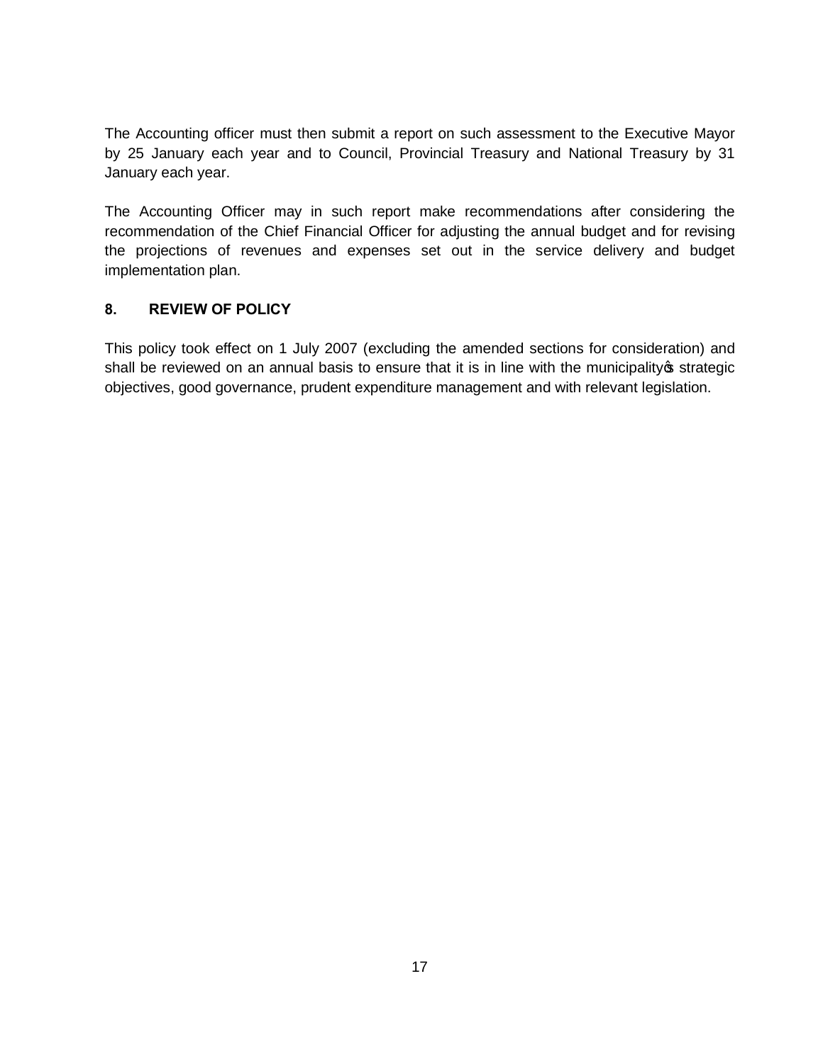The Accounting officer must then submit a report on such assessment to the Executive Mayor by 25 January each year and to Council, Provincial Treasury and National Treasury by 31 January each year.

The Accounting Officer may in such report make recommendations after considering the recommendation of the Chief Financial Officer for adjusting the annual budget and for revising the projections of revenues and expenses set out in the service delivery and budget implementation plan.

## 8. REVIEW OF POLICY

This policy took effect on 1 July 2007 (excluding the amended sections for consideration) and shall be reviewed on an annual basis to ensure that it is in line with the municipality's strategic objectives, good governance, prudent expenditure management and with relevant legislation.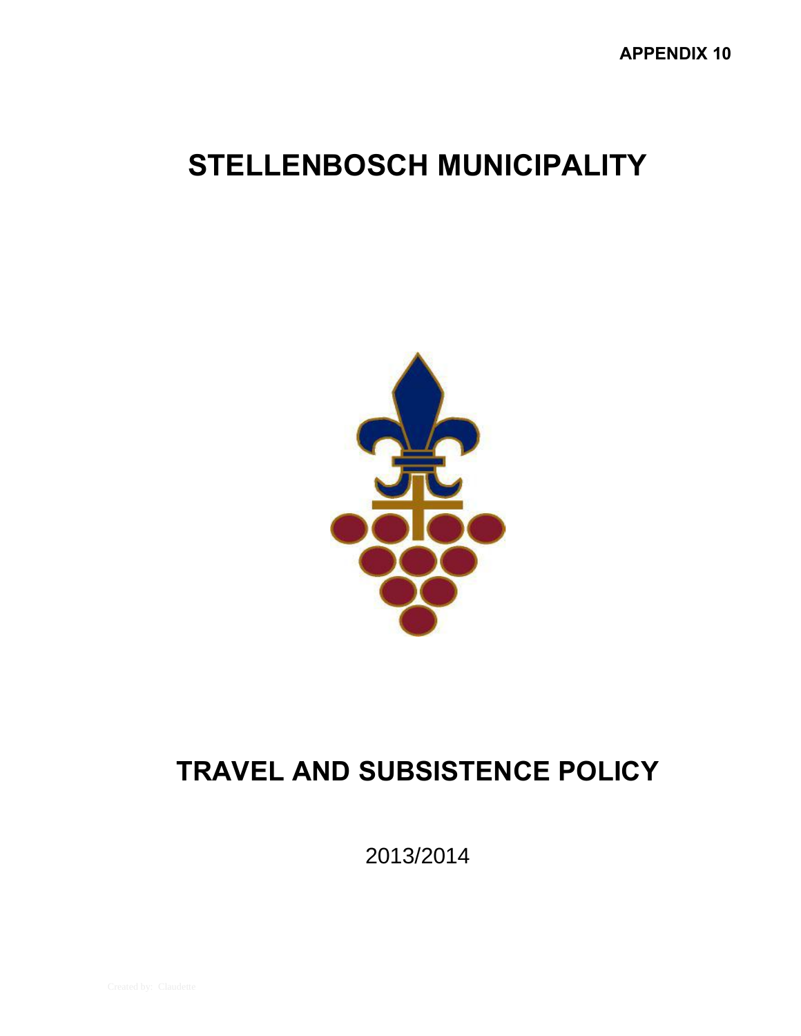**APPENDIX 10**

# STELLENBOSCH MUNICIPALITY

# TRAVEL AND SUBSISTENCE POLICY

2013/2014

Created by: Claudette